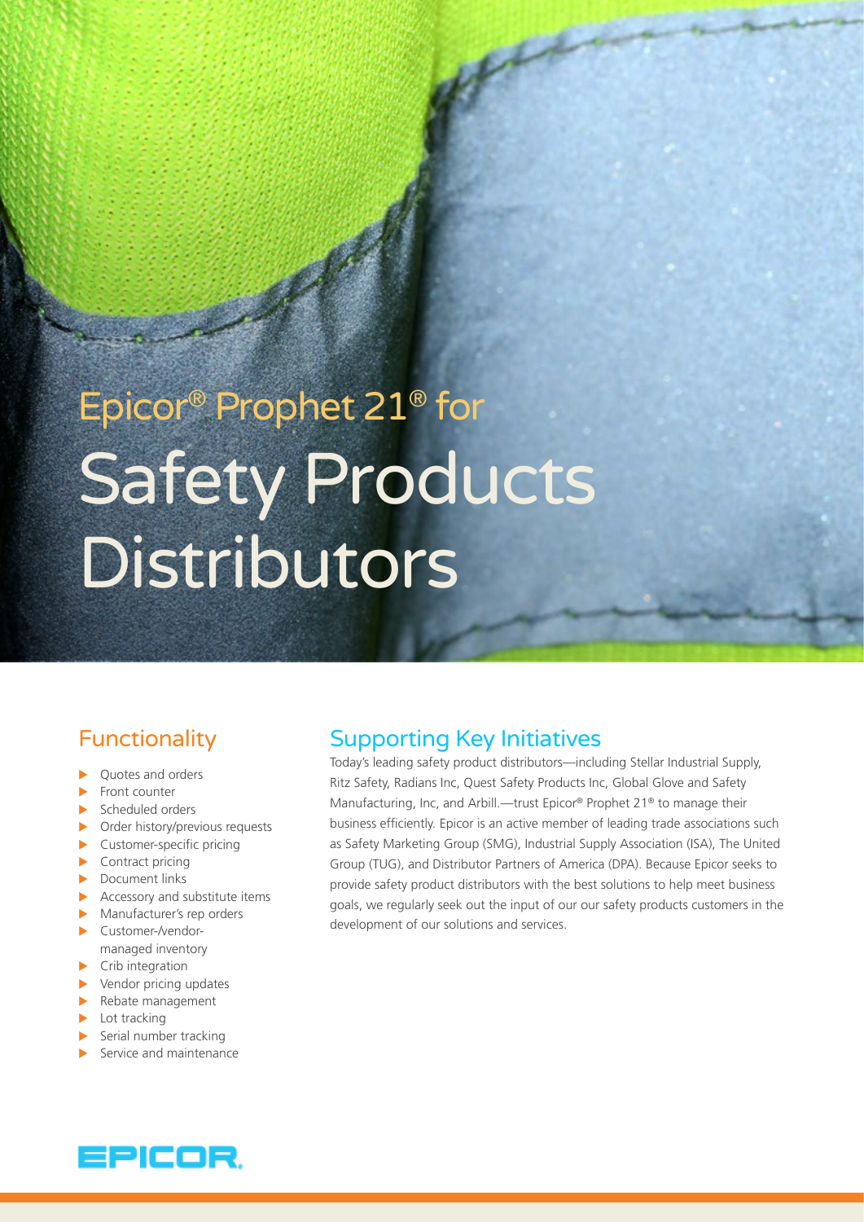# Epicor® Prophet 21® for Safety Products Distributors

## Functionality

- Quotes and orders
- Front counter
- Scheduled orders
- Order history/previous requests
- Customer-specific pricing
- Contract pricing
- Document links
- Accessory and substitute items
- Manufacturer's rep orders
- Customer-/vendor-managed inventory
- Crib integration
- Vendor pricing updates
- Rebate management
- Lot tracking
- Serial number tracking
- Service and maintenance

## Supporting Key Initiatives

Today's leading safety product distributors—including Stellar Industrial Supply, Ritz Safety, Radians Inc, Quest Safety Products Inc, Global Glove and Safety Manufacturing, Inc, and Arbill.—trust Epicor® Prophet 21® to manage their business efficiently. Epicor is an active member of leading trade associations such as Safety Marketing Group (SMG), Industrial Supply Association (ISA), The United Group (TUG), and Distributor Partners of America (DPA). Because Epicor seeks to provide safety product distributors with the best solutions to help meet business goals, we regularly seek out the input of our our safety products customers in the development of our solutions and services.

EPICOR.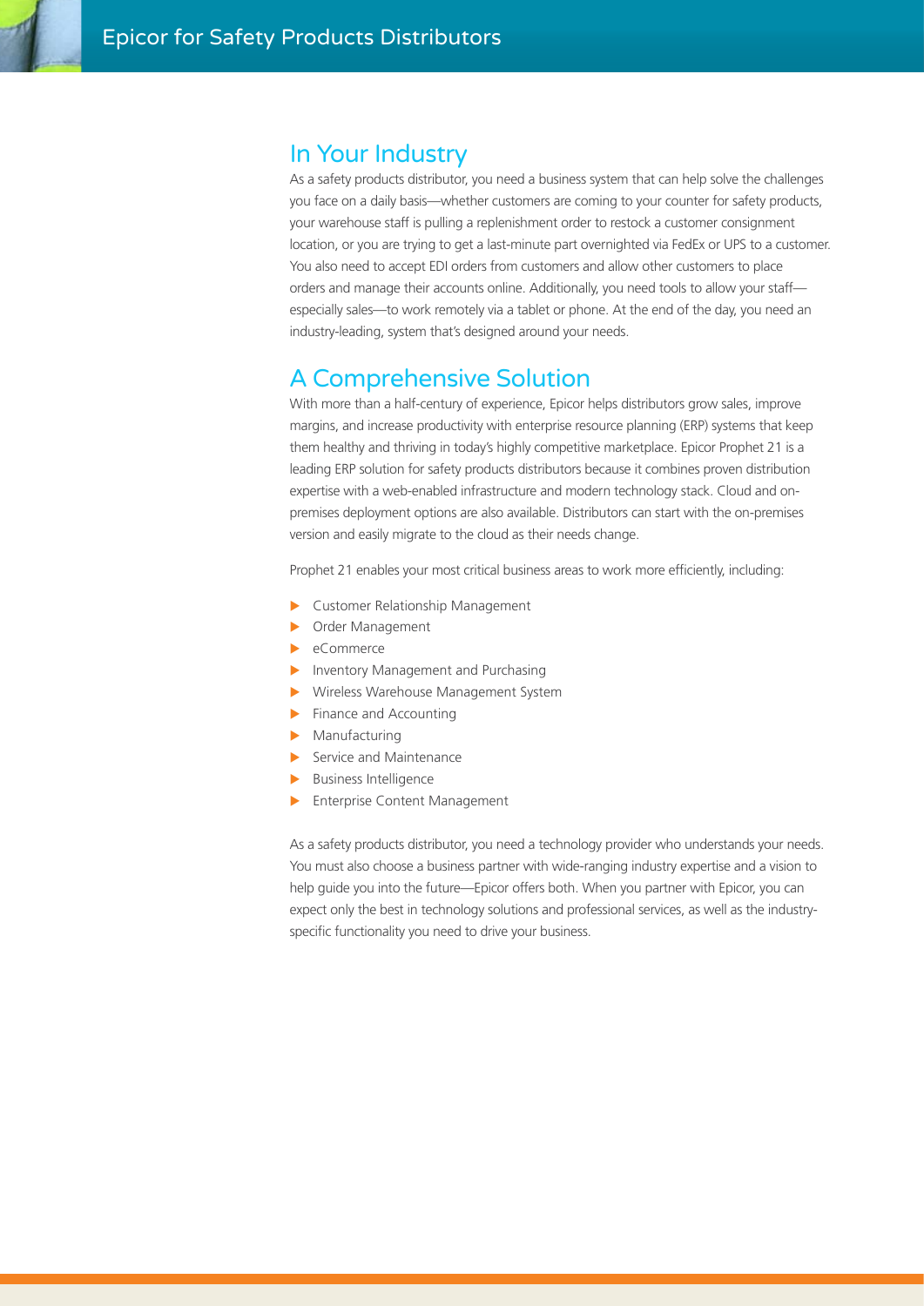## In Your Industry

As a safety products distributor, you need a business system that can help solve the challenges you face on a daily basis—whether customers are coming to your counter for safety products, your warehouse staff is pulling a replenishment order to restock a customer consignment location, or you are trying to get a last-minute part overnighted via FedEx or UPS to a customer. You also need to accept EDI orders from customers and allow other customers to place orders and manage their accounts online. Additionally, you need tools to allow your staff—especially sales—to work remotely via a tablet or phone. At the end of the day, you need an industry-leading, system that's designed around your needs.

## A Comprehensive Solution

With more than a half-century of experience, Epicor helps distributors grow sales, improve margins, and increase productivity with enterprise resource planning (ERP) systems that keep them healthy and thriving in today's highly competitive marketplace. Epicor Prophet 21 is a leading ERP solution for safety products distributors because it combines proven distribution expertise with a web-enabled infrastructure and modern technology stack. Cloud and on-premises deployment options are also available. Distributors can start with the on-premises version and easily migrate to the cloud as their needs change.

Prophet 21 enables your most critical business areas to work more efficiently, including:

- Customer Relationship Management
- Order Management
- eCommerce
- Inventory Management and Purchasing
- Wireless Warehouse Management System
- Finance and Accounting
- Manufacturing
- Service and Maintenance
- Business Intelligence
- Enterprise Content Management

As a safety products distributor, you need a technology provider who understands your needs. You must also choose a business partner with wide-ranging industry expertise and a vision to help guide you into the future—Epicor offers both. When you partner with Epicor, you can expect only the best in technology solutions and professional services, as well as the industry-specific functionality you need to drive your business.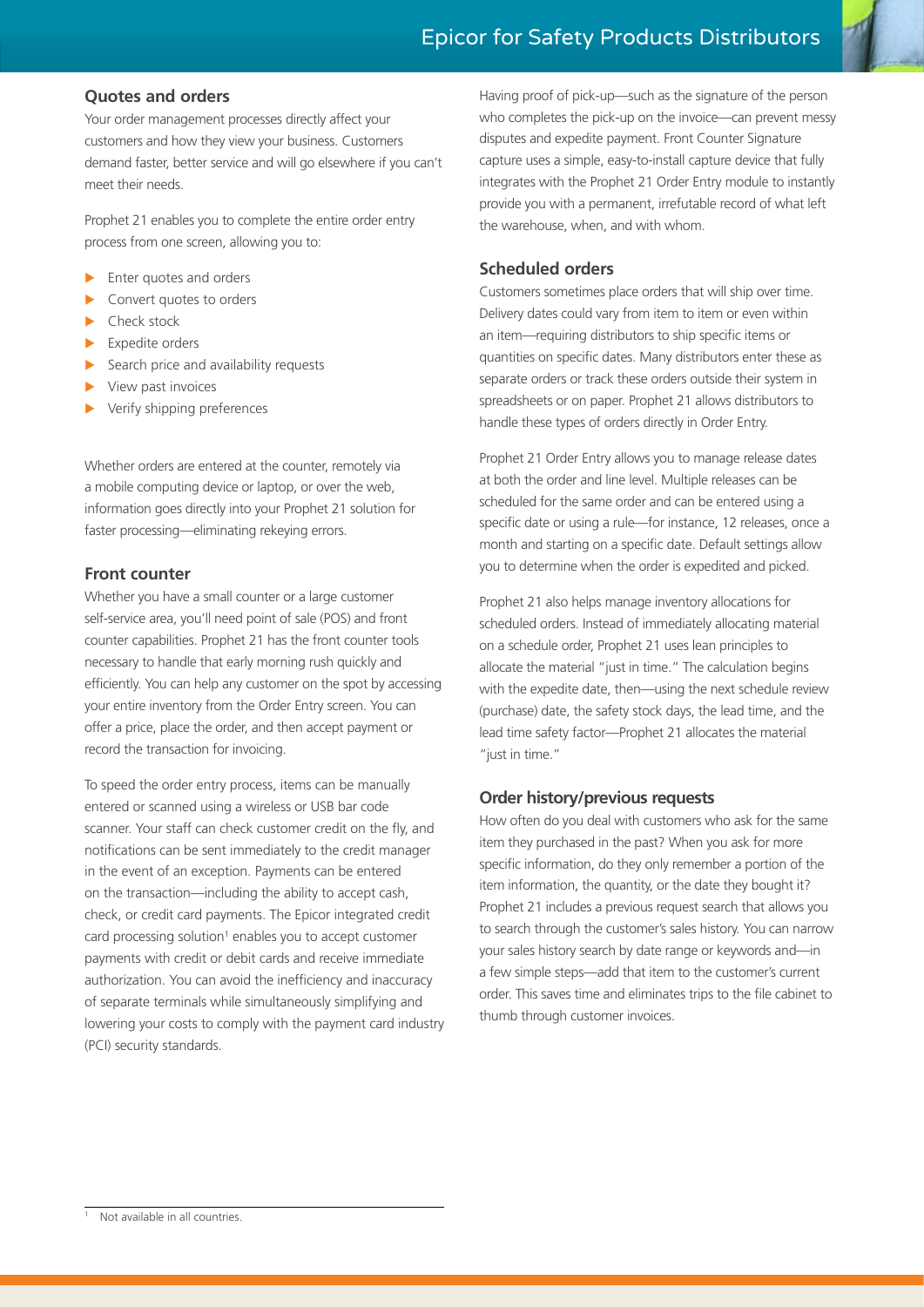## Quotes and orders

Your order management processes directly affect your customers and how they view your business. Customers demand faster, better service and will go elsewhere if you can't meet their needs.

Prophet 21 enables you to complete the entire order entry process from one screen, allowing you to:

- Enter quotes and orders
- Convert quotes to orders
- Check stock
- Expedite orders
- Search price and availability requests
- View past invoices
- Verify shipping preferences

Whether orders are entered at the counter, remotely via a mobile computing device or laptop, or over the web, information goes directly into your Prophet 21 solution for faster processing—eliminating rekeying errors.

## Front counter

Whether you have a small counter or a large customer self-service area, you'll need point of sale (POS) and front counter capabilities. Prophet 21 has the front counter tools necessary to handle that early morning rush quickly and efficiently. You can help any customer on the spot by accessing your entire inventory from the Order Entry screen. You can offer a price, place the order, and then accept payment or record the transaction for invoicing.

To speed the order entry process, items can be manually entered or scanned using a wireless or USB bar code scanner. Your staff can check customer credit on the fly, and notifications can be sent immediately to the credit manager in the event of an exception. Payments can be entered on the transaction—including the ability to accept cash, check, or credit card payments. The Epicor integrated credit card processing solution[1] enables you to accept customer payments with credit or debit cards and receive immediate authorization. You can avoid the inefficiency and inaccuracy of separate terminals while simultaneously simplifying and lowering your costs to comply with the payment card industry (PCI) security standards.

Having proof of pick-up—such as the signature of the person who completes the pick-up on the invoice—can prevent messy disputes and expedite payment. Front Counter Signature capture uses a simple, easy-to-install capture device that fully integrates with the Prophet 21 Order Entry module to instantly provide you with a permanent, irrefutable record of what left the warehouse, when, and with whom.

## Scheduled orders

Customers sometimes place orders that will ship over time. Delivery dates could vary from item to item or even within an item—requiring distributors to ship specific items or quantities on specific dates. Many distributors enter these as separate orders or track these orders outside their system in spreadsheets or on paper. Prophet 21 allows distributors to handle these types of orders directly in Order Entry.

Prophet 21 Order Entry allows you to manage release dates at both the order and line level. Multiple releases can be scheduled for the same order and can be entered using a specific date or using a rule—for instance, 12 releases, once a month and starting on a specific date. Default settings allow you to determine when the order is expedited and picked.

Prophet 21 also helps manage inventory allocations for scheduled orders. Instead of immediately allocating material on a schedule order, Prophet 21 uses lean principles to allocate the material "just in time." The calculation begins with the expedite date, then—using the next schedule review (purchase) date, the safety stock days, the lead time, and the lead time safety factor—Prophet 21 allocates the material "just in time."

## Order history/previous requests

How often do you deal with customers who ask for the same item they purchased in the past? When you ask for more specific information, do they only remember a portion of the item information, the quantity, or the date they bought it? Prophet 21 includes a previous request search that allows you to search through the customer's sales history. You can narrow your sales history search by date range or keywords and—in a few simple steps—add that item to the customer's current order. This saves time and eliminates trips to the file cabinet to thumb through customer invoices.

[1] Not available in all countries.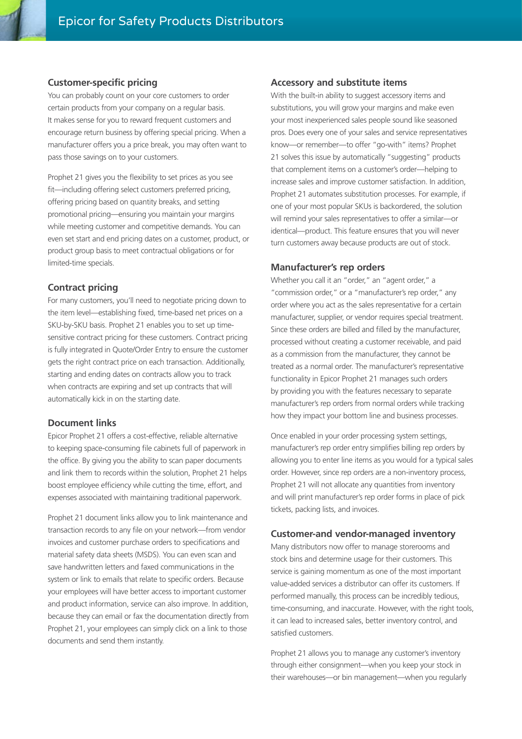## Customer-specific pricing

You can probably count on your core customers to order certain products from your company on a regular basis. It makes sense for you to reward frequent customers and encourage return business by offering special pricing. When a manufacturer offers you a price break, you may often want to pass those savings on to your customers.

Prophet 21 gives you the flexibility to set prices as you see fit—including offering select customers preferred pricing, offering pricing based on quantity breaks, and setting promotional pricing—ensuring you maintain your margins while meeting customer and competitive demands. You can even set start and end pricing dates on a customer, product, or product group basis to meet contractual obligations or for limited-time specials.

## Contract pricing

For many customers, you'll need to negotiate pricing down to the item level—establishing fixed, time-based net prices on a SKU-by-SKU basis. Prophet 21 enables you to set up time-sensitive contract pricing for these customers. Contract pricing is fully integrated in Quote/Order Entry to ensure the customer gets the right contract price on each transaction. Additionally, starting and ending dates on contracts allow you to track when contracts are expiring and set up contracts that will automatically kick in on the starting date.

## Document links

Epicor Prophet 21 offers a cost-effective, reliable alternative to keeping space-consuming file cabinets full of paperwork in the office. By giving you the ability to scan paper documents and link them to records within the solution, Prophet 21 helps boost employee efficiency while cutting the time, effort, and expenses associated with maintaining traditional paperwork.

Prophet 21 document links allow you to link maintenance and transaction records to any file on your network—from vendor invoices and customer purchase orders to specifications and material safety data sheets (MSDS). You can even scan and save handwritten letters and faxed communications in the system or link to emails that relate to specific orders. Because your employees will have better access to important customer and product information, service can also improve. In addition, because they can email or fax the documentation directly from Prophet 21, your employees can simply click on a link to those documents and send them instantly.

## Accessory and substitute items

With the built-in ability to suggest accessory items and substitutions, you will grow your margins and make even your most inexperienced sales people sound like seasoned pros. Does every one of your sales and service representatives know—or remember—to offer "go-with" items? Prophet 21 solves this issue by automatically "suggesting" products that complement items on a customer's order—helping to increase sales and improve customer satisfaction. In addition, Prophet 21 automates substitution processes. For example, if one of your most popular SKUs is backordered, the solution will remind your sales representatives to offer a similar—or identical—product. This feature ensures that you will never turn customers away because products are out of stock.

## Manufacturer's rep orders

Whether you call it an "order," an "agent order," a "commission order," or a "manufacturer's rep order," any order where you act as the sales representative for a certain manufacturer, supplier, or vendor requires special treatment. Since these orders are billed and filled by the manufacturer, processed without creating a customer receivable, and paid as a commission from the manufacturer, they cannot be treated as a normal order. The manufacturer's representative functionality in Epicor Prophet 21 manages such orders by providing you with the features necessary to separate manufacturer's rep orders from normal orders while tracking how they impact your bottom line and business processes.

Once enabled in your order processing system settings, manufacturer's rep order entry simplifies billing rep orders by allowing you to enter line items as you would for a typical sales order. However, since rep orders are a non-inventory process, Prophet 21 will not allocate any quantities from inventory and will print manufacturer's rep order forms in place of pick tickets, packing lists, and invoices.

## Customer-and vendor-managed inventory

Many distributors now offer to manage storerooms and stock bins and determine usage for their customers. This service is gaining momentum as one of the most important value-added services a distributor can offer its customers. If performed manually, this process can be incredibly tedious, time-consuming, and inaccurate. However, with the right tools, it can lead to increased sales, better inventory control, and satisfied customers.

Prophet 21 allows you to manage any customer's inventory through either consignment—when you keep your stock in their warehouses—or bin management—when you regularly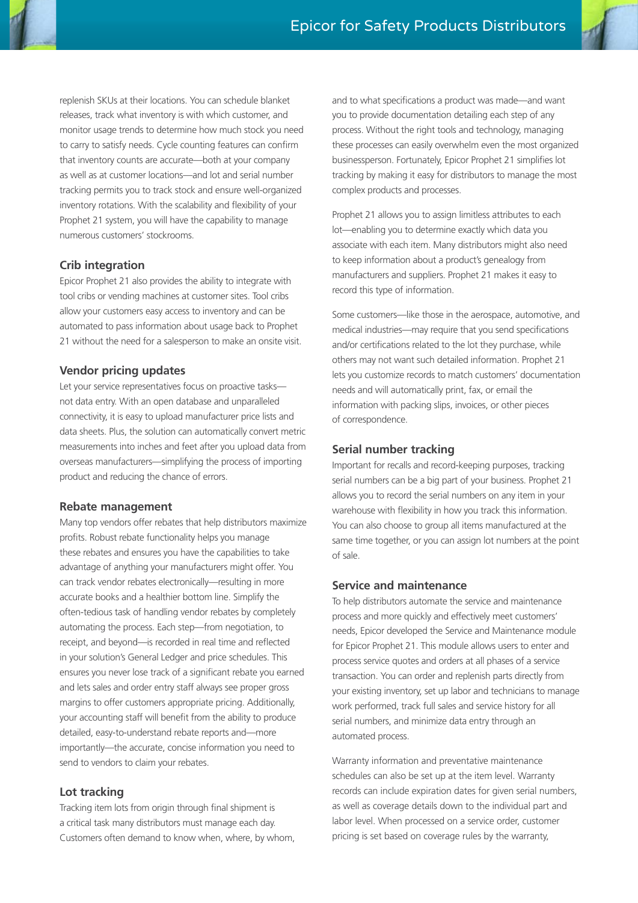replenish SKUs at their locations. You can schedule blanket releases, track what inventory is with which customer, and monitor usage trends to determine how much stock you need to carry to satisfy needs. Cycle counting features can confirm that inventory counts are accurate—both at your company as well as at customer locations—and lot and serial number tracking permits you to track stock and ensure well-organized inventory rotations. With the scalability and flexibility of your Prophet 21 system, you will have the capability to manage numerous customers' stockrooms.

### Crib integration

Epicor Prophet 21 also provides the ability to integrate with tool cribs or vending machines at customer sites. Tool cribs allow your customers easy access to inventory and can be automated to pass information about usage back to Prophet 21 without the need for a salesperson to make an onsite visit.

### Vendor pricing updates

Let your service representatives focus on proactive tasks—not data entry. With an open database and unparalleled connectivity, it is easy to upload manufacturer price lists and data sheets. Plus, the solution can automatically convert metric measurements into inches and feet after you upload data from overseas manufacturers—simplifying the process of importing product and reducing the chance of errors.

### Rebate management

Many top vendors offer rebates that help distributors maximize profits. Robust rebate functionality helps you manage these rebates and ensures you have the capabilities to take advantage of anything your manufacturers might offer. You can track vendor rebates electronically—resulting in more accurate books and a healthier bottom line. Simplify the often-tedious task of handling vendor rebates by completely automating the process. Each step—from negotiation, to receipt, and beyond—is recorded in real time and reflected in your solution's General Ledger and price schedules. This ensures you never lose track of a significant rebate you earned and lets sales and order entry staff always see proper gross margins to offer customers appropriate pricing. Additionally, your accounting staff will benefit from the ability to produce detailed, easy-to-understand rebate reports and—more importantly—the accurate, concise information you need to send to vendors to claim your rebates.

### Lot tracking

Tracking item lots from origin through final shipment is a critical task many distributors must manage each day. Customers often demand to know when, where, by whom, and to what specifications a product was made—and want you to provide documentation detailing each step of any process. Without the right tools and technology, managing these processes can easily overwhelm even the most organized businessperson. Fortunately, Epicor Prophet 21 simplifies lot tracking by making it easy for distributors to manage the most complex products and processes.

Prophet 21 allows you to assign limitless attributes to each lot—enabling you to determine exactly which data you associate with each item. Many distributors might also need to keep information about a product's genealogy from manufacturers and suppliers. Prophet 21 makes it easy to record this type of information.

Some customers—like those in the aerospace, automotive, and medical industries—may require that you send specifications and/or certifications related to the lot they purchase, while others may not want such detailed information. Prophet 21 lets you customize records to match customers' documentation needs and will automatically print, fax, or email the information with packing slips, invoices, or other pieces of correspondence.

### Serial number tracking

Important for recalls and record-keeping purposes, tracking serial numbers can be a big part of your business. Prophet 21 allows you to record the serial numbers on any item in your warehouse with flexibility in how you track this information. You can also choose to group all items manufactured at the same time together, or you can assign lot numbers at the point of sale.

### Service and maintenance

To help distributors automate the service and maintenance process and more quickly and effectively meet customers' needs, Epicor developed the Service and Maintenance module for Epicor Prophet 21. This module allows users to enter and process service quotes and orders at all phases of a service transaction. You can order and replenish parts directly from your existing inventory, set up labor and technicians to manage work performed, track full sales and service history for all serial numbers, and minimize data entry through an automated process.

Warranty information and preventative maintenance schedules can also be set up at the item level. Warranty records can include expiration dates for given serial numbers, as well as coverage details down to the individual part and labor level. When processed on a service order, customer pricing is set based on coverage rules by the warranty,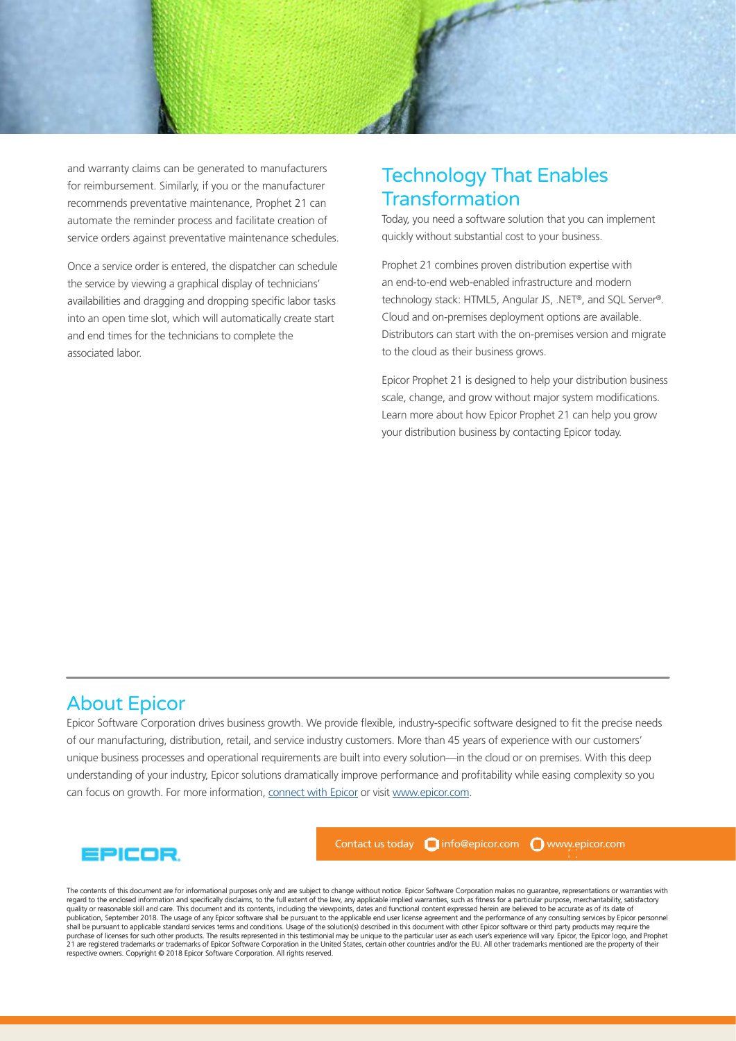and warranty claims can be generated to manufacturers for reimbursement. Similarly, if you or the manufacturer recommends preventative maintenance, Prophet 21 can automate the reminder process and facilitate creation of service orders against preventative maintenance schedules.

Once a service order is entered, the dispatcher can schedule the service by viewing a graphical display of technicians' availabilities and dragging and dropping specific labor tasks into an open time slot, which will automatically create start and end times for the technicians to complete the associated labor.

## Technology That Enables Transformation

Today, you need a software solution that you can implement quickly without substantial cost to your business.

Prophet 21 combines proven distribution expertise with an end-to-end web-enabled infrastructure and modern technology stack: HTML5, Angular JS, .NET®, and SQL Server®. Cloud and on-premises deployment options are available. Distributors can start with the on-premises version and migrate to the cloud as their business grows.

Epicor Prophet 21 is designed to help your distribution business scale, change, and grow without major system modifications. Learn more about how Epicor Prophet 21 can help you grow your distribution business by contacting Epicor today.

## About Epicor

Epicor Software Corporation drives business growth. We provide flexible, industry-specific software designed to fit the precise needs of our manufacturing, distribution, retail, and service industry customers. More than 45 years of experience with our customers' unique business processes and operational requirements are built into every solution—in the cloud or on premises. With this deep understanding of your industry, Epicor solutions dramatically improve performance and profitability while easing complexity so you can focus on growth. For more information, connect with Epicor or visit www.epicor.com.

EPICOR

Contact us today info@epicor.com www.epicor.com

The contents of this document are for informational purposes only and are subject to change without notice. Epicor Software Corporation makes no guarantee, representations or warranties with regard to the enclosed information and specifically disclaims, to the full extent of the law, any applicable implied warranties, such as fitness for a particular purpose, merchantability, satisfactory quality or reasonable skill and care. This document and its contents, including the viewpoints, dates and functional content expressed herein are believed to be accurate as of its date of publication, September 2018. The usage of any Epicor software shall be pursuant to the applicable end user license agreement and the performance of any consulting services by Epicor personnel shall be pursuant to applicable standard services terms and conditions. Usage of the solution(s) described in this document with other Epicor software or third party products may require the purchase of licenses for such other products. The results represented in this testimonial may be unique to the particular user as each user's experience will vary. Epicor, the Epicor logo, and Prophet 21 are registered trademarks or trademarks of Epicor Software Corporation in the United States, certain other countries and/or the EU. All other trademarks mentioned are the property of their respective owners. Copyright © 2018 Epicor Software Corporation. All rights reserved.